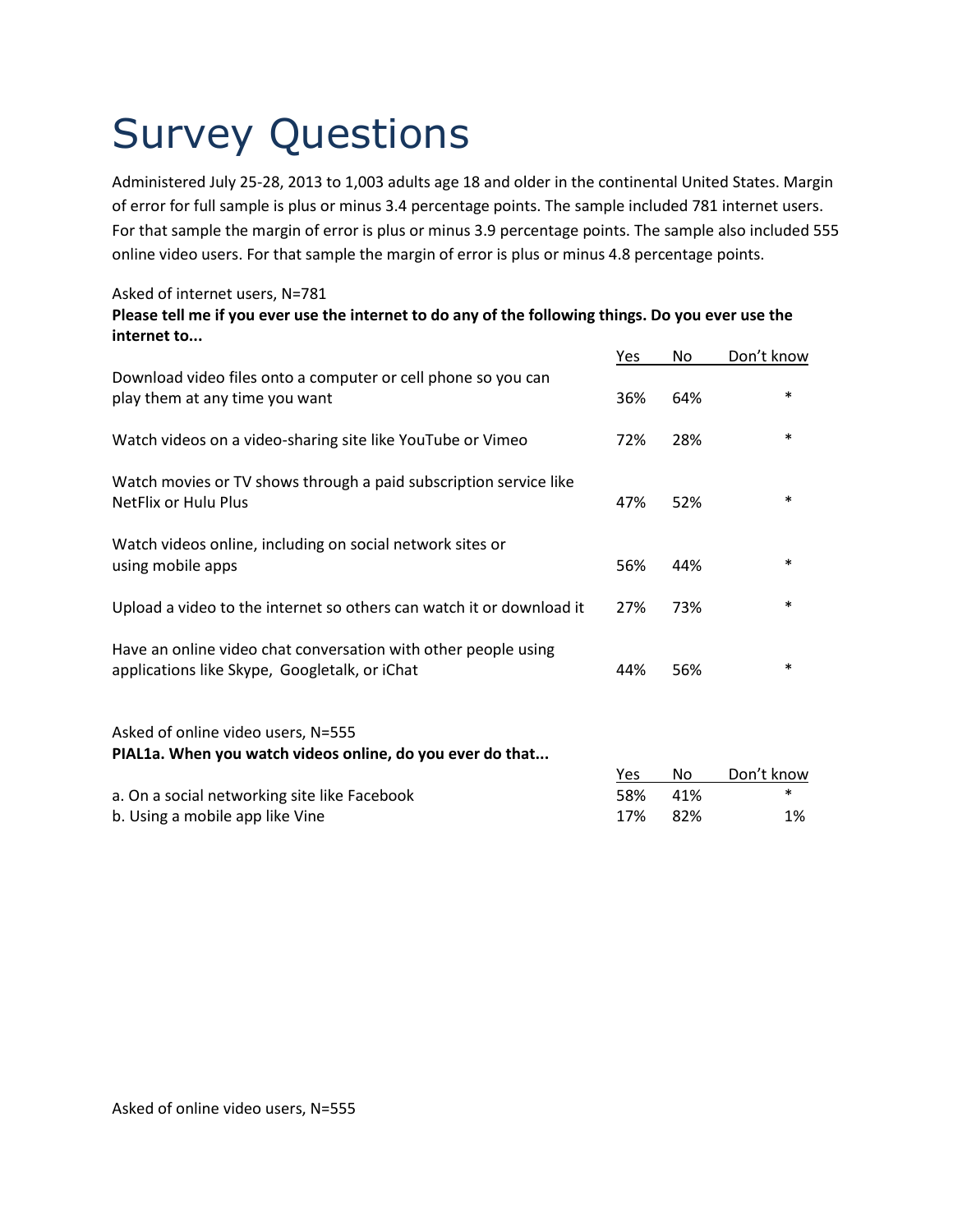# Survey Questions

Administered July 25-28, 2013 to 1,003 adults age 18 and older in the continental United States. Margin of error for full sample is plus or minus 3.4 percentage points. The sample included 781 internet users. For that sample the margin of error is plus or minus 3.9 percentage points. The sample also included 555 online video users. For that sample the margin of error is plus or minus 4.8 percentage points.

Asked of internet users, N=781

**Please tell me if you ever use the internet to do any of the following things. Do you ever use the internet to...**

| | Yes | No | Don't know |
|---|---|---|---|
| Download video files onto a computer or cell phone so you can play them at any time you want | 36% | 64% | * |
| Watch videos on a video-sharing site like YouTube or Vimeo | 72% | 28% | * |
| Watch movies or TV shows through a paid subscription service like NetFlix or Hulu Plus | 47% | 52% | * |
| Watch videos online, including on social network sites or using mobile apps | 56% | 44% | * |
| Upload a video to the internet so others can watch it or download it | 27% | 73% | * |
| Have an online video chat conversation with other people using applications like Skype, Googletalk, or iChat | 44% | 56% | * |

Asked of online video users, N=555

**PIAL1a. When you watch videos online, do you ever do that...**

| | Yes | No | Don't know |
|---|---|---|---|
| a. On a social networking site like Facebook | 58% | 41% | * |
| b. Using a mobile app like Vine | 17% | 82% | 1% |

Asked of online video users, N=555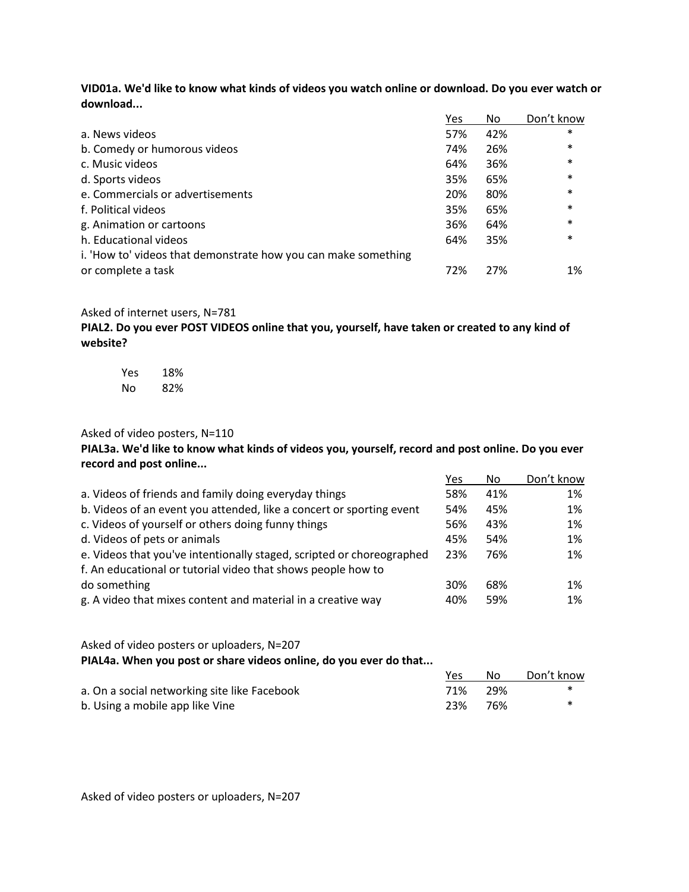**VID01a. We'd like to know what kinds of videos you watch online or download. Do you ever watch or download...**

| | Yes | No | Don't know |
|---|---|---|---|
| a. News videos | 57% | 42% | * |
| b. Comedy or humorous videos | 74% | 26% | * |
| c. Music videos | 64% | 36% | * |
| d. Sports videos | 35% | 65% | * |
| e. Commercials or advertisements | 20% | 80% | * |
| f. Political videos | 35% | 65% | * |
| g. Animation or cartoons | 36% | 64% | * |
| h. Educational videos | 64% | 35% | * |
| i. 'How to' videos that demonstrate how you can make something or complete a task | 72% | 27% | 1% |

Asked of internet users, N=781

**PIAL2. Do you ever POST VIDEOS online that you, yourself, have taken or created to any kind of website?**

| | |
|---|---|
| Yes | 18% |
| No | 82% |

Asked of video posters, N=110

**PIAL3a. We'd like to know what kinds of videos you, yourself, record and post online. Do you ever record and post online...**

| | Yes | No | Don't know |
|---|---|---|---|
| a. Videos of friends and family doing everyday things | 58% | 41% | 1% |
| b. Videos of an event you attended, like a concert or sporting event | 54% | 45% | 1% |
| c. Videos of yourself or others doing funny things | 56% | 43% | 1% |
| d. Videos of pets or animals | 45% | 54% | 1% |
| e. Videos that you've intentionally staged, scripted or choreographed | 23% | 76% | 1% |
| f. An educational or tutorial video that shows people how to do something | 30% | 68% | 1% |
| g. A video that mixes content and material in a creative way | 40% | 59% | 1% |

Asked of video posters or uploaders, N=207

**PIAL4a. When you post or share videos online, do you ever do that...**

| | Yes | No | Don't know |
|---|---|---|---|
| a. On a social networking site like Facebook | 71% | 29% | * |
| b. Using a mobile app like Vine | 23% | 76% | * |

Asked of video posters or uploaders, N=207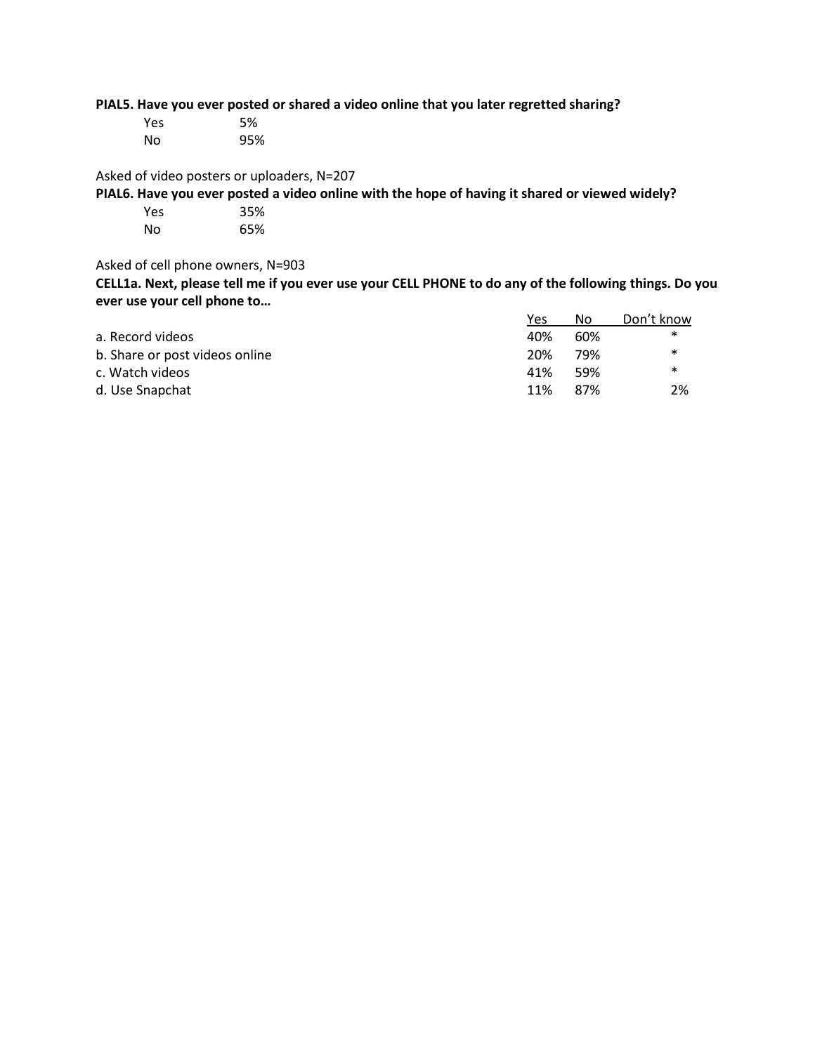**PIAL5. Have you ever posted or shared a video online that you later regretted sharing?**

| | |
|---|---|
| Yes | 5% |
| No | 95% |

Asked of video posters or uploaders, N=207

**PIAL6. Have you ever posted a video online with the hope of having it shared or viewed widely?**

| | |
|---|---|
| Yes | 35% |
| No | 65% |

Asked of cell phone owners, N=903

**CELL1a. Next, please tell me if you ever use your CELL PHONE to do any of the following things. Do you ever use your cell phone to…**

| | Yes | No | Don't know |
|---|---|---|---|
| a. Record videos | 40% | 60% | * |
| b. Share or post videos online | 20% | 79% | * |
| c. Watch videos | 41% | 59% | * |
| d. Use Snapchat | 11% | 87% | 2% |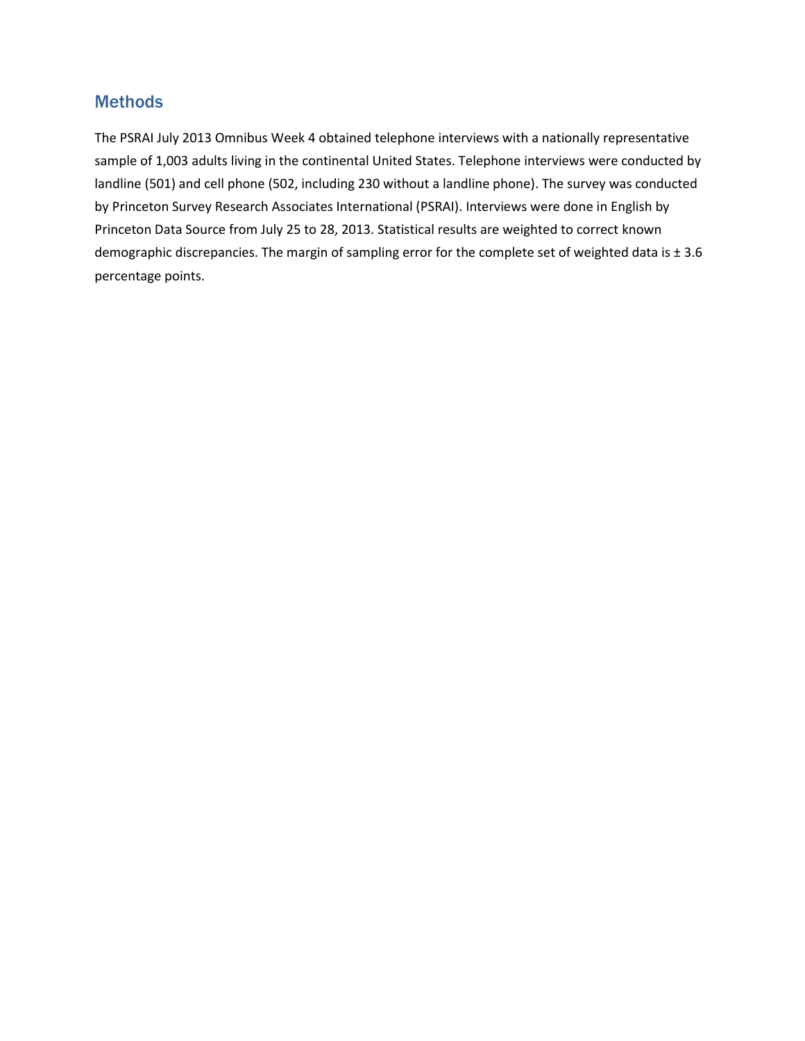## Methods

The PSRAI July 2013 Omnibus Week 4 obtained telephone interviews with a nationally representative sample of 1,003 adults living in the continental United States. Telephone interviews were conducted by landline (501) and cell phone (502, including 230 without a landline phone). The survey was conducted by Princeton Survey Research Associates International (PSRAI). Interviews were done in English by Princeton Data Source from July 25 to 28, 2013. Statistical results are weighted to correct known demographic discrepancies. The margin of sampling error for the complete set of weighted data is ± 3.6 percentage points.